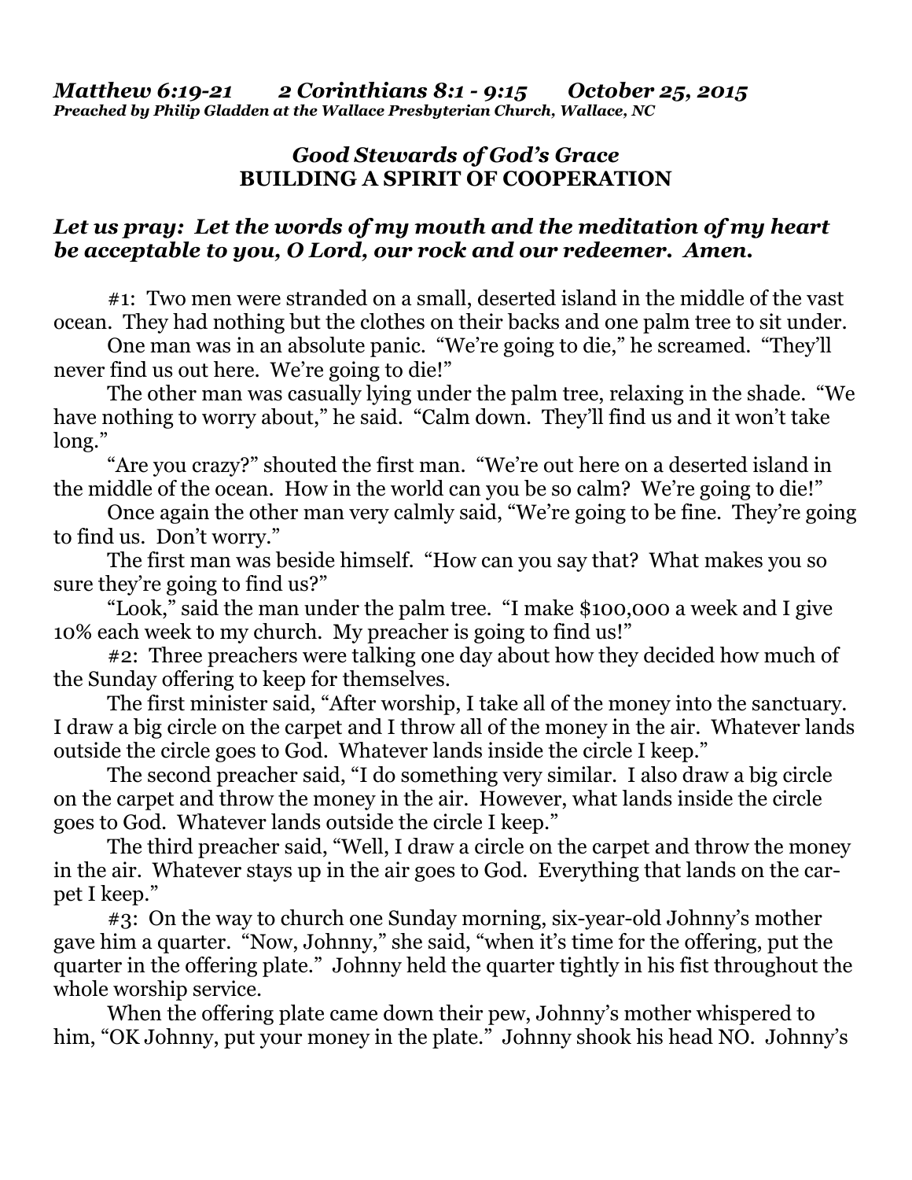***Matthew 6:19-21 2 Corinthians 8:1 - 9:15 October 25, 2015***
***Preached by Philip Gladden at the Wallace Presbyterian Church, Wallace, NC***

## *Good Stewards of God's Grace*
## BUILDING A SPIRIT OF COOPERATION

***Let us pray: Let the words of my mouth and the meditation of my heart be acceptable to you, O Lord, our rock and our redeemer. Amen.***

#1: Two men were stranded on a small, deserted island in the middle of the vast ocean. They had nothing but the clothes on their backs and one palm tree to sit under.

One man was in an absolute panic. "We're going to die," he screamed. "They'll never find us out here. We're going to die!"

The other man was casually lying under the palm tree, relaxing in the shade. "We have nothing to worry about," he said. "Calm down. They'll find us and it won't take long."

"Are you crazy?" shouted the first man. "We're out here on a deserted island in the middle of the ocean. How in the world can you be so calm? We're going to die!"

Once again the other man very calmly said, "We're going to be fine. They're going to find us. Don't worry."

The first man was beside himself. "How can you say that? What makes you so sure they're going to find us?"

"Look," said the man under the palm tree. "I make $100,000 a week and I give 10% each week to my church. My preacher is going to find us!"

#2: Three preachers were talking one day about how they decided how much of the Sunday offering to keep for themselves.

The first minister said, "After worship, I take all of the money into the sanctuary. I draw a big circle on the carpet and I throw all of the money in the air. Whatever lands outside the circle goes to God. Whatever lands inside the circle I keep."

The second preacher said, "I do something very similar. I also draw a big circle on the carpet and throw the money in the air. However, what lands inside the circle goes to God. Whatever lands outside the circle I keep."

The third preacher said, "Well, I draw a circle on the carpet and throw the money in the air. Whatever stays up in the air goes to God. Everything that lands on the carpet I keep."

#3: On the way to church one Sunday morning, six-year-old Johnny's mother gave him a quarter. "Now, Johnny," she said, "when it's time for the offering, put the quarter in the offering plate." Johnny held the quarter tightly in his fist throughout the whole worship service.

When the offering plate came down their pew, Johnny's mother whispered to him, "OK Johnny, put your money in the plate." Johnny shook his head NO. Johnny's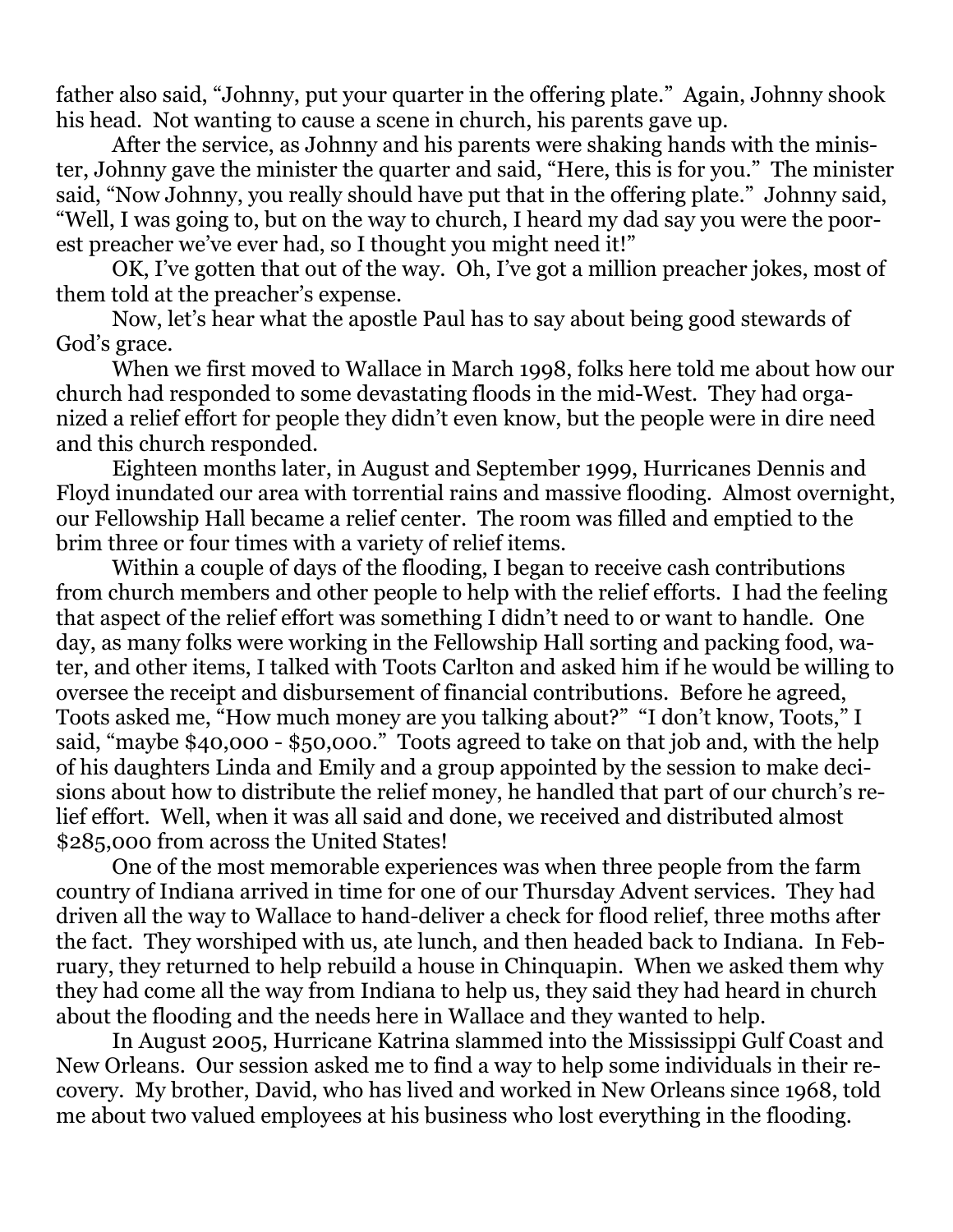father also said, "Johnny, put your quarter in the offering plate." Again, Johnny shook his head. Not wanting to cause a scene in church, his parents gave up.

After the service, as Johnny and his parents were shaking hands with the minister, Johnny gave the minister the quarter and said, "Here, this is for you." The minister said, "Now Johnny, you really should have put that in the offering plate." Johnny said, "Well, I was going to, but on the way to church, I heard my dad say you were the poorest preacher we've ever had, so I thought you might need it!"

OK, I've gotten that out of the way. Oh, I've got a million preacher jokes, most of them told at the preacher's expense.

Now, let's hear what the apostle Paul has to say about being good stewards of God's grace.

When we first moved to Wallace in March 1998, folks here told me about how our church had responded to some devastating floods in the mid-West. They had organized a relief effort for people they didn't even know, but the people were in dire need and this church responded.

Eighteen months later, in August and September 1999, Hurricanes Dennis and Floyd inundated our area with torrential rains and massive flooding. Almost overnight, our Fellowship Hall became a relief center. The room was filled and emptied to the brim three or four times with a variety of relief items.

Within a couple of days of the flooding, I began to receive cash contributions from church members and other people to help with the relief efforts. I had the feeling that aspect of the relief effort was something I didn't need to or want to handle. One day, as many folks were working in the Fellowship Hall sorting and packing food, water, and other items, I talked with Toots Carlton and asked him if he would be willing to oversee the receipt and disbursement of financial contributions. Before he agreed, Toots asked me, "How much money are you talking about?" "I don't know, Toots," I said, "maybe $40,000 - $50,000." Toots agreed to take on that job and, with the help of his daughters Linda and Emily and a group appointed by the session to make decisions about how to distribute the relief money, he handled that part of our church's relief effort. Well, when it was all said and done, we received and distributed almost $285,000 from across the United States!

One of the most memorable experiences was when three people from the farm country of Indiana arrived in time for one of our Thursday Advent services. They had driven all the way to Wallace to hand-deliver a check for flood relief, three moths after the fact. They worshiped with us, ate lunch, and then headed back to Indiana. In February, they returned to help rebuild a house in Chinquapin. When we asked them why they had come all the way from Indiana to help us, they said they had heard in church about the flooding and the needs here in Wallace and they wanted to help.

In August 2005, Hurricane Katrina slammed into the Mississippi Gulf Coast and New Orleans. Our session asked me to find a way to help some individuals in their recovery. My brother, David, who has lived and worked in New Orleans since 1968, told me about two valued employees at his business who lost everything in the flooding.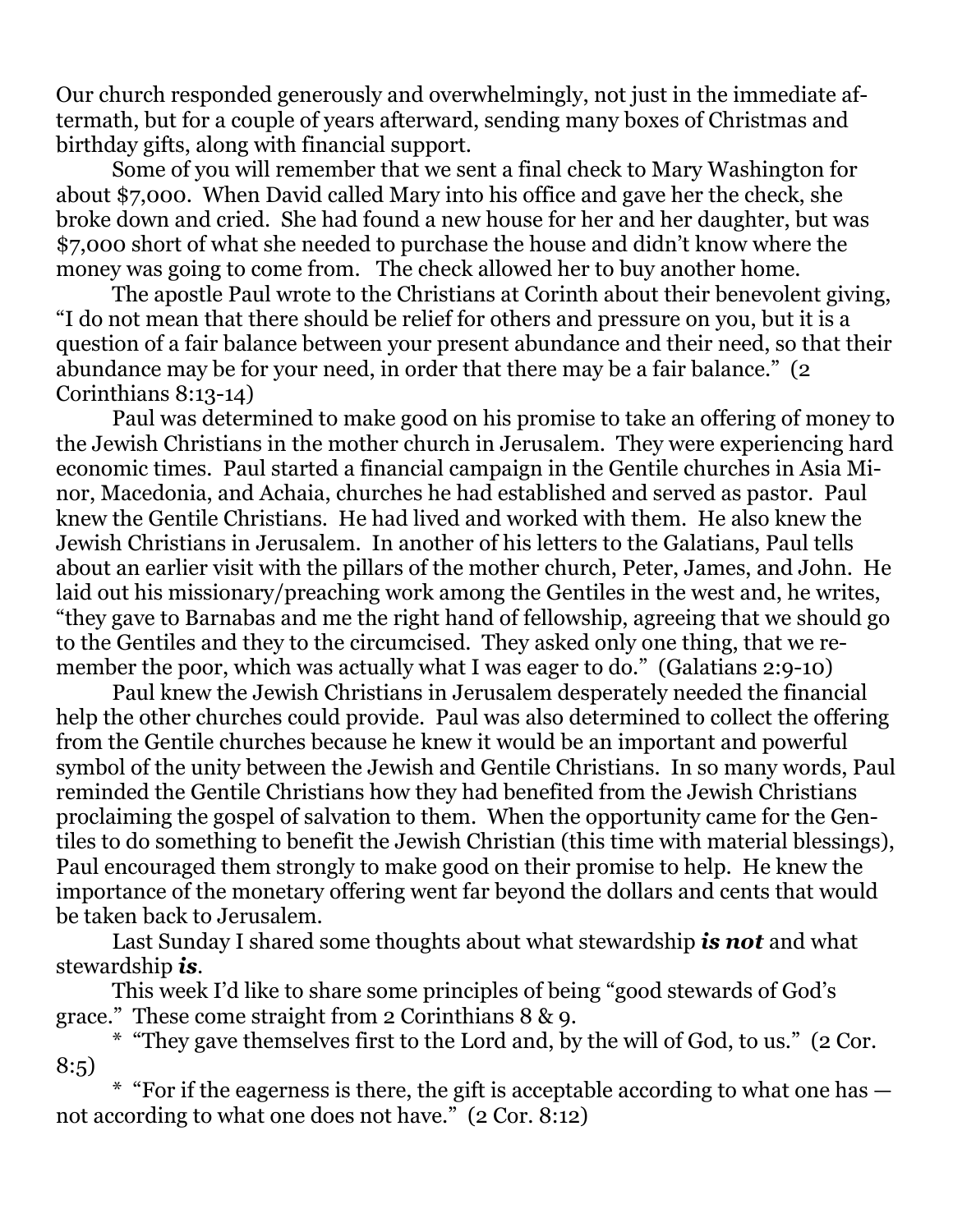Our church responded generously and overwhelmingly, not just in the immediate aftermath, but for a couple of years afterward, sending many boxes of Christmas and birthday gifts, along with financial support.

Some of you will remember that we sent a final check to Mary Washington for about $7,000. When David called Mary into his office and gave her the check, she broke down and cried. She had found a new house for her and her daughter, but was $7,000 short of what she needed to purchase the house and didn't know where the money was going to come from. The check allowed her to buy another home.

The apostle Paul wrote to the Christians at Corinth about their benevolent giving, "I do not mean that there should be relief for others and pressure on you, but it is a question of a fair balance between your present abundance and their need, so that their abundance may be for your need, in order that there may be a fair balance." (2 Corinthians 8:13-14)

Paul was determined to make good on his promise to take an offering of money to the Jewish Christians in the mother church in Jerusalem. They were experiencing hard economic times. Paul started a financial campaign in the Gentile churches in Asia Minor, Macedonia, and Achaia, churches he had established and served as pastor. Paul knew the Gentile Christians. He had lived and worked with them. He also knew the Jewish Christians in Jerusalem. In another of his letters to the Galatians, Paul tells about an earlier visit with the pillars of the mother church, Peter, James, and John. He laid out his missionary/preaching work among the Gentiles in the west and, he writes, "they gave to Barnabas and me the right hand of fellowship, agreeing that we should go to the Gentiles and they to the circumcised. They asked only one thing, that we remember the poor, which was actually what I was eager to do." (Galatians 2:9-10)

Paul knew the Jewish Christians in Jerusalem desperately needed the financial help the other churches could provide. Paul was also determined to collect the offering from the Gentile churches because he knew it would be an important and powerful symbol of the unity between the Jewish and Gentile Christians. In so many words, Paul reminded the Gentile Christians how they had benefited from the Jewish Christians proclaiming the gospel of salvation to them. When the opportunity came for the Gentiles to do something to benefit the Jewish Christian (this time with material blessings), Paul encouraged them strongly to make good on their promise to help. He knew the importance of the monetary offering went far beyond the dollars and cents that would be taken back to Jerusalem.

Last Sunday I shared some thoughts about what stewardship ***is not*** and what stewardship ***is***.

This week I'd like to share some principles of being "good stewards of God's grace." These come straight from 2 Corinthians 8 & 9.

\* "They gave themselves first to the Lord and, by the will of God, to us." (2 Cor. 8:5)

\* "For if the eagerness is there, the gift is acceptable according to what one has — not according to what one does not have." (2 Cor. 8:12)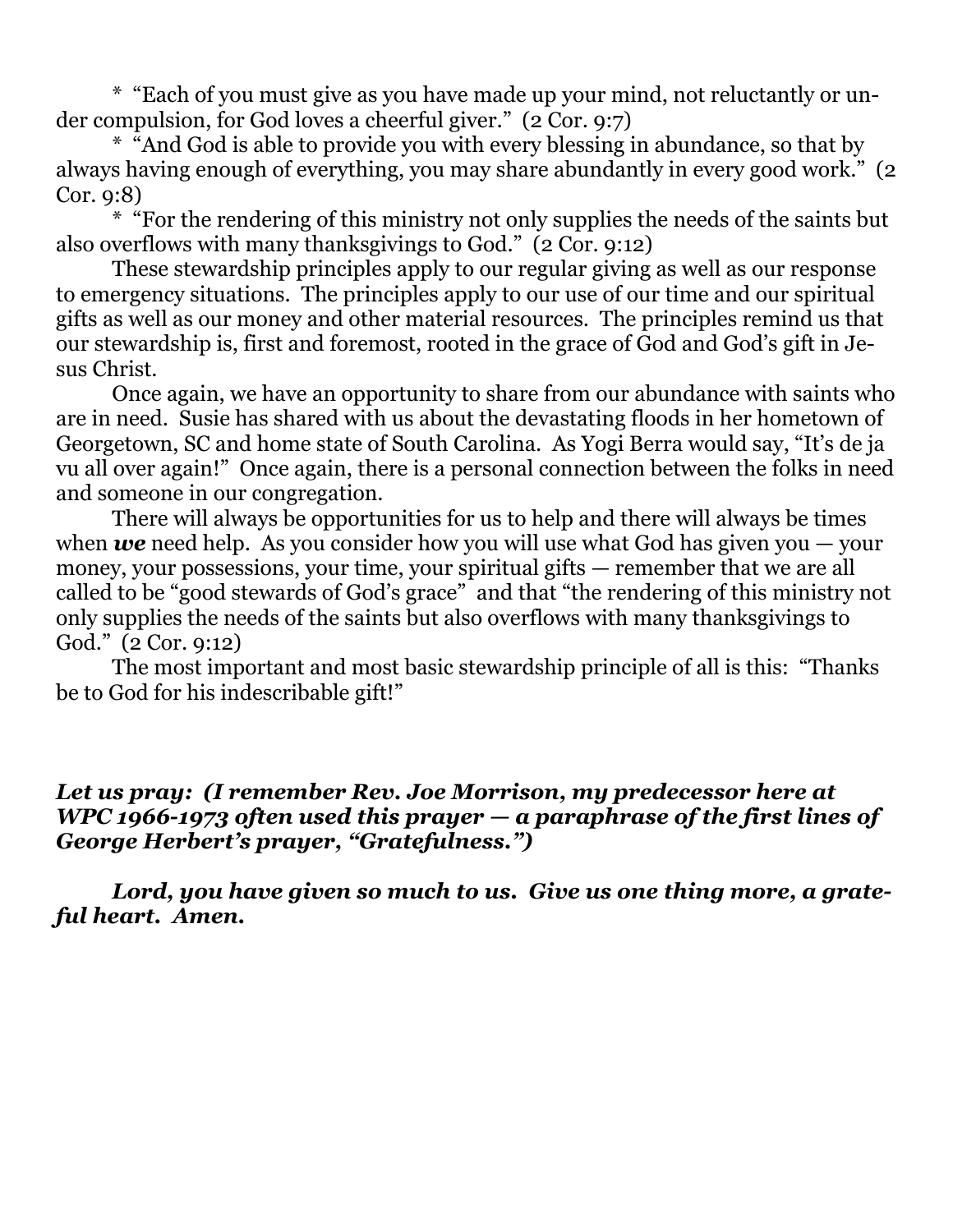* "Each of you must give as you have made up your mind, not reluctantly or under compulsion, for God loves a cheerful giver." (2 Cor. 9:7)

* "And God is able to provide you with every blessing in abundance, so that by always having enough of everything, you may share abundantly in every good work." (2 Cor. 9:8)

* "For the rendering of this ministry not only supplies the needs of the saints but also overflows with many thanksgivings to God." (2 Cor. 9:12)

These stewardship principles apply to our regular giving as well as our response to emergency situations. The principles apply to our use of our time and our spiritual gifts as well as our money and other material resources. The principles remind us that our stewardship is, first and foremost, rooted in the grace of God and God's gift in Jesus Christ.

Once again, we have an opportunity to share from our abundance with saints who are in need. Susie has shared with us about the devastating floods in her hometown of Georgetown, SC and home state of South Carolina. As Yogi Berra would say, "It's de ja vu all over again!" Once again, there is a personal connection between the folks in need and someone in our congregation.

There will always be opportunities for us to help and there will always be times when ***we*** need help. As you consider how you will use what God has given you — your money, your possessions, your time, your spiritual gifts — remember that we are all called to be "good stewards of God's grace" and that "the rendering of this ministry not only supplies the needs of the saints but also overflows with many thanksgivings to God." (2 Cor. 9:12)

The most important and most basic stewardship principle of all is this: "Thanks be to God for his indescribable gift!"

***Let us pray: (I remember Rev. Joe Morrison, my predecessor here at WPC 1966-1973 often used this prayer — a paraphrase of the first lines of George Herbert's prayer, "Gratefulness.")***

***Lord, you have given so much to us. Give us one thing more, a grateful heart. Amen.***